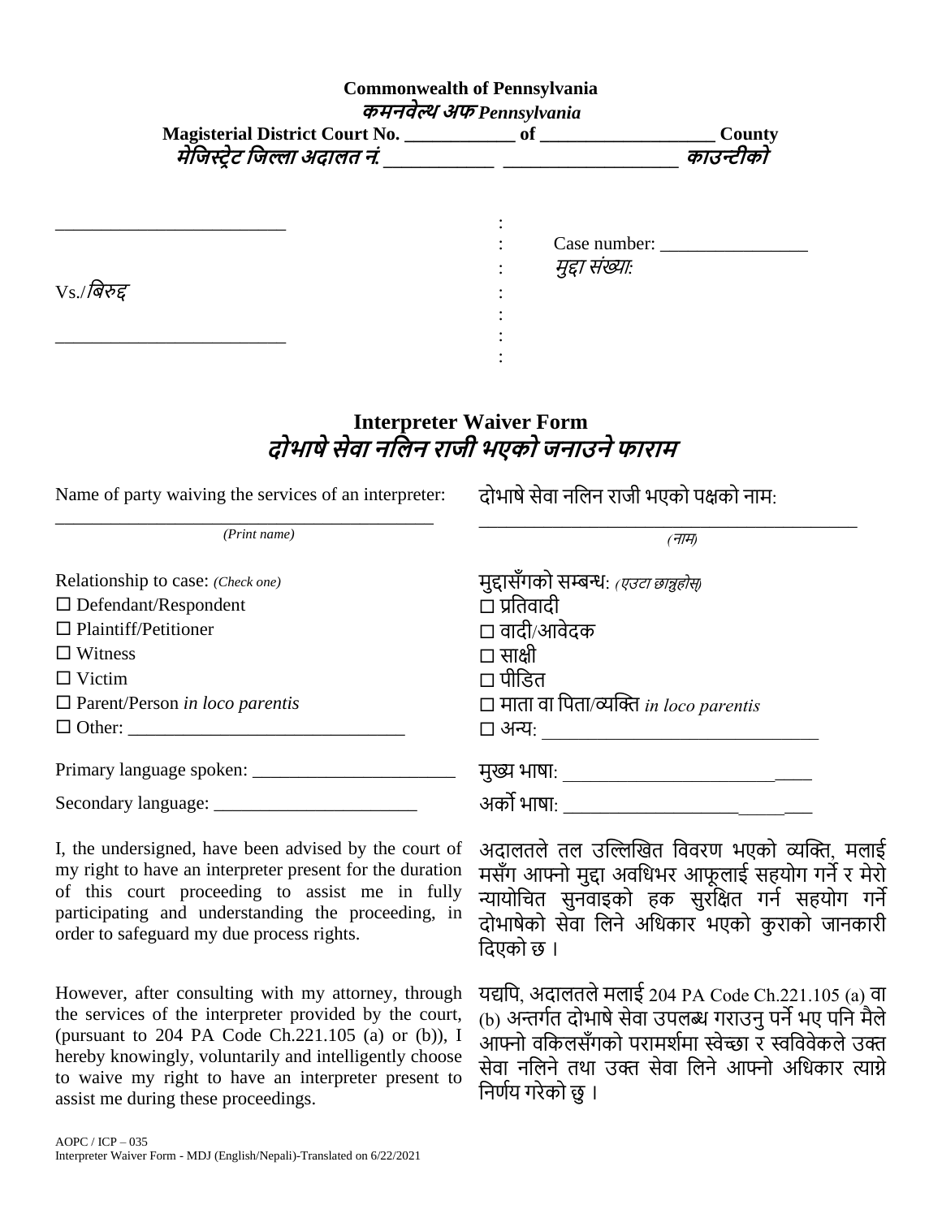**Commonwealth of Pennsylvania**
***कमनवेल्थ अफ Pennsylvania***
**Magisterial District Court No. ____________ of ___________________ County**
***मेजिस्ट्रेट जिल्ला अदालत नं. ____________ ___________________ काउन्टीको***

__________________________

Vs./*बिरुद्ध*

__________________________

Case number: ________________
*मुद्दा संख्या:*

## Interpreter Waiver Form
## *दोभाषे सेवा नलिन राजी भएको जनाउने फाराम*

Name of party waiving the services of an interpreter:

_____________________________________________
*(Print name)*

दोभाषे सेवा नलिन राजी भएको पक्षको नाम:

_____________________________________________
*(नाम)*

Relationship to case: *(Check one)*
☐ Defendant/Respondent
☐ Plaintiff/Petitioner
☐ Witness
☐ Victim
☐ Parent/Person *in loco parentis*
☐ Other: ______________________________

मुद्दासँगको सम्बन्ध: *(एउटा छान्नुहोस्)*
☐ प्रतिवादी
☐ वादी/आवेदक
☐ साक्षी
☐ पीडित
☐ माता वा पिता/व्यक्ति *in loco parentis*
☐ अन्य: ______________________________

Primary language spoken: ______________________

मुख्य भाषा: __________________________

Secondary language: ______________________

अर्को भाषा: __________________________

I, the undersigned, have been advised by the court of my right to have an interpreter present for the duration of this court proceeding to assist me in fully participating and understanding the proceeding, in order to safeguard my due process rights.

अदालतले तल उल्लिखित विवरण भएको व्यक्ति, मलाई मसँग आफ्नो मुद्दा अवधिभर आफूलाई सहयोग गर्ने र मेरो न्यायोचित सुनवाइको हक सुरक्षित गर्न सहयोग गर्ने दोभाषेको सेवा लिने अधिकार भएको कुराको जानकारी दिएको छ ।

However, after consulting with my attorney, through the services of the interpreter provided by the court, (pursuant to 204 PA Code Ch.221.105 (a) or (b)), I hereby knowingly, voluntarily and intelligently choose to waive my right to have an interpreter present to assist me during these proceedings.

यद्यपि, अदालतले मलाई 204 PA Code Ch.221.105 (a) वा (b) अन्तर्गत दोभाषे सेवा उपलब्ध गराउनु पर्ने भए पनि मैले आफ्नो वकिलसँगको परामर्शमा स्वेच्छा र स्वविवेकले उक्त सेवा नलिने तथा उक्त सेवा लिने आफ्नो अधिकार त्याग्ने निर्णय गरेको छु ।

AOPC / ICP – 035
Interpreter Waiver Form - MDJ (English/Nepali)-Translated on 6/22/2021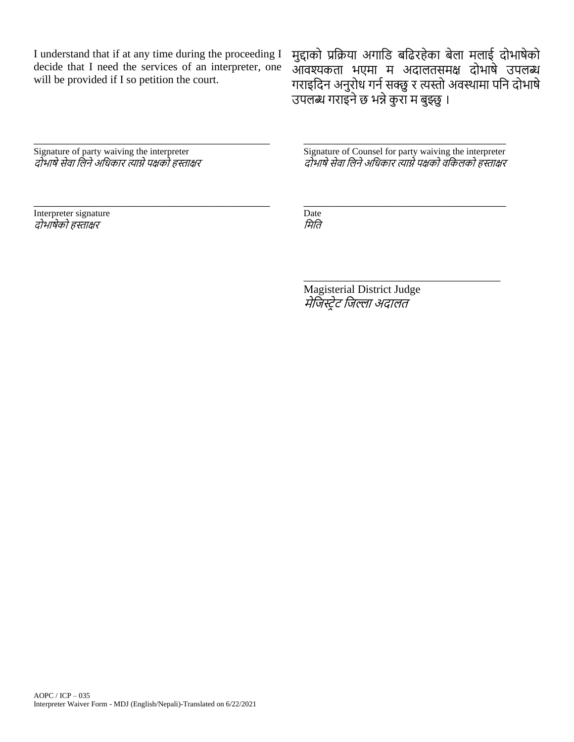I understand that if at any time during the proceeding I decide that I need the services of an interpreter, one will be provided if I so petition the court.

मुद्दाको प्रक्रिया अगाडि बढिरहेका बेला मलाई दोभाषेको आवश्यकता भएमा म अदालतसमक्ष दोभाषे उपलब्ध गराइदिन अनुरोध गर्न सक्छु र त्यस्तो अवस्थामा पनि दोभाषे उपलब्ध गराइने छ भन्ने कुरा म बुझ्छु ।

\_\_\_\_\_\_\_\_\_\_\_\_\_\_\_\_\_\_\_\_\_\_\_\_\_\_\_\_\_\_\_\_\_\_\_\_\_\_\_\_\_\_\_\_
Signature of party waiving the interpreter
*दोभाषे सेवा लिने अधिकार त्याग्ने पक्षको हस्ताक्षर*

\_\_\_\_\_\_\_\_\_\_\_\_\_\_\_\_\_\_\_\_\_\_\_\_\_\_\_\_\_\_\_\_\_\_\_\_\_\_\_\_\_\_\_\_
Signature of Counsel for party waiving the interpreter
*दोभाषे सेवा लिने अधिकार त्याग्ने पक्षको वकिलको हस्ताक्षर*

\_\_\_\_\_\_\_\_\_\_\_\_\_\_\_\_\_\_\_\_\_\_\_\_\_\_\_\_\_\_\_\_\_\_\_\_\_\_\_\_\_\_\_\_
Interpreter signature
*दोभाषेको हस्ताक्षर*

\_\_\_\_\_\_\_\_\_\_\_\_\_\_\_\_\_\_\_\_\_\_\_\_\_\_\_\_\_\_\_\_\_\_\_\_\_\_\_\_\_\_\_\_
Date
*मिति*

\_\_\_\_\_\_\_\_\_\_\_\_\_\_\_\_\_\_\_\_\_\_\_\_\_\_\_\_\_\_\_\_\_\_\_\_\_\_\_\_\_\_\_\_
Magisterial District Judge
*मेजिस्ट्रेट जिल्ला अदालत*

AOPC / ICP – 035
Interpreter Waiver Form - MDJ (English/Nepali)-Translated on 6/22/2021